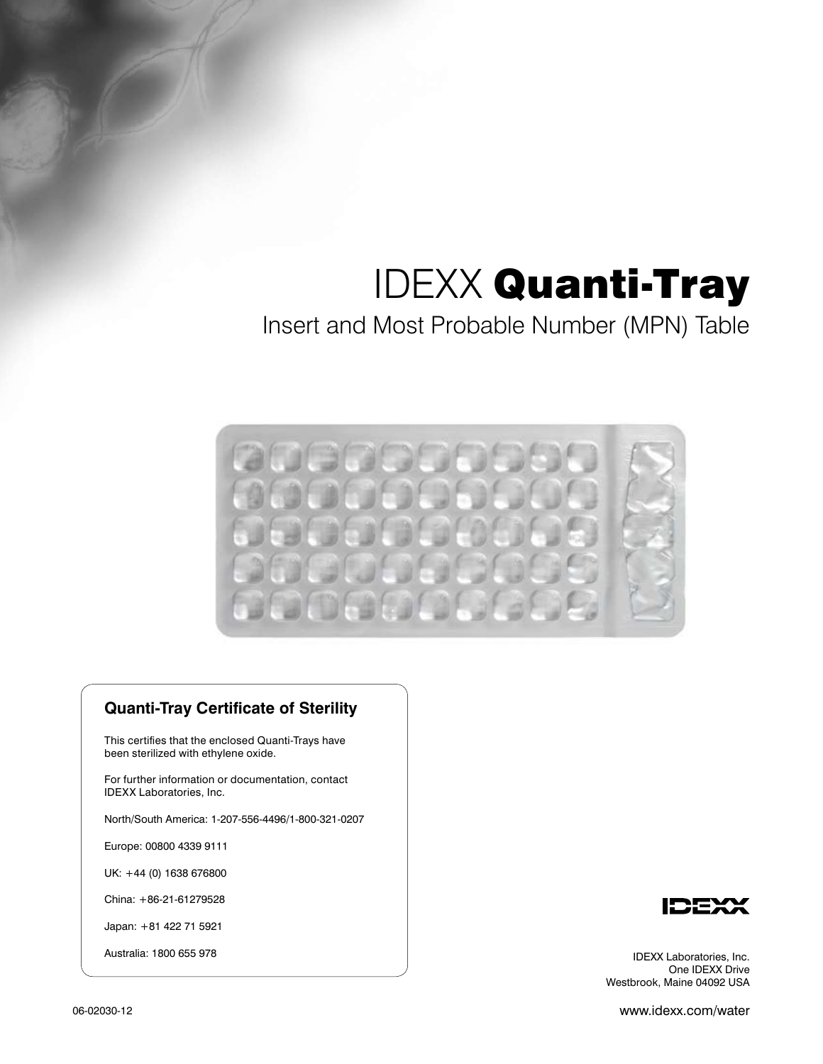# IDEXX **Quanti-Tray**

## Insert and Most Probable Number (MPN) Table

### Quanti-Tray Certificate of Sterility

This certifies that the enclosed Quanti-Trays have been sterilized with ethylene oxide.

For further information or documentation, contact IDEXX Laboratories, Inc.

North/South America: 1-207-556-4496/1-800-321-0207

Europe: 00800 4339 9111

UK: +44 (0) 1638 676800

China: +86-21-61279528

Japan: +81 422 71 5921

Australia: 1800 655 978

IDEXX

IDEXX Laboratories, Inc.
One IDEXX Drive
Westbrook, Maine 04092 USA

06-02030-12

www.idexx.com/water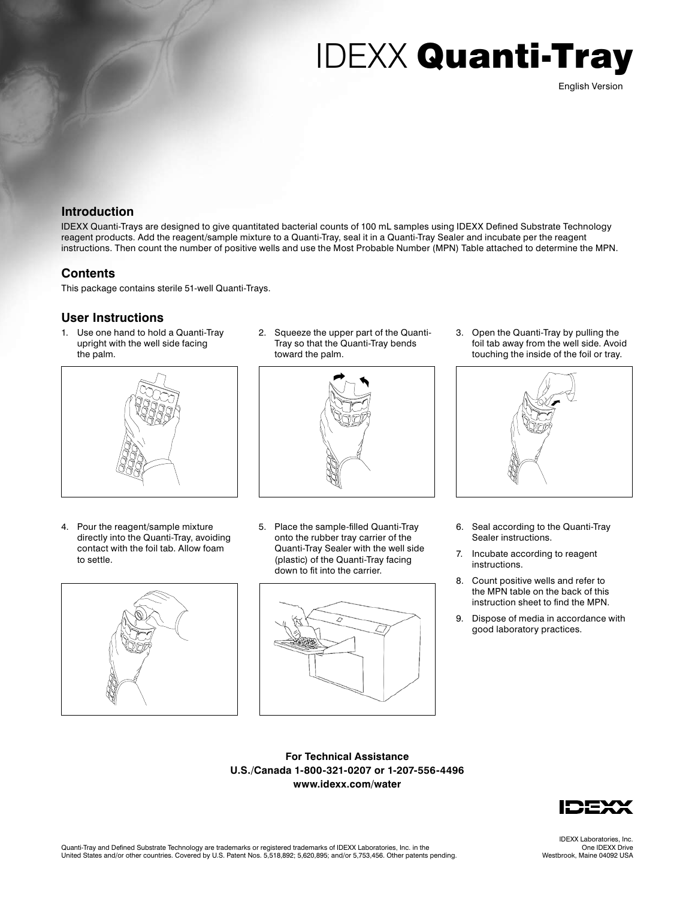# IDEXX **Quanti-Tray**

English Version

## Introduction

IDEXX Quanti-Trays are designed to give quantitated bacterial counts of 100 mL samples using IDEXX Defined Substrate Technology reagent products. Add the reagent/sample mixture to a Quanti-Tray, seal it in a Quanti-Tray Sealer and incubate per the reagent instructions. Then count the number of positive wells and use the Most Probable Number (MPN) Table attached to determine the MPN.

## Contents

This package contains sterile 51-well Quanti-Trays.

## User Instructions

1. Use one hand to hold a Quanti-Tray upright with the well side facing the palm.
2. Squeeze the upper part of the Quanti-Tray so that the Quanti-Tray bends toward the palm.
3. Open the Quanti-Tray by pulling the foil tab away from the well side. Avoid touching the inside of the foil or tray.
4. Pour the reagent/sample mixture directly into the Quanti-Tray, avoiding contact with the foil tab. Allow foam to settle.
5. Place the sample-filled Quanti-Tray onto the rubber tray carrier of the Quanti-Tray Sealer with the well side (plastic) of the Quanti-Tray facing down to fit into the carrier.
6. Seal according to the Quanti-Tray Sealer instructions.
7. Incubate according to reagent instructions.
8. Count positive wells and refer to the MPN table on the back of this instruction sheet to find the MPN.
9. Dispose of media in accordance with good laboratory practices.

**For Technical Assistance**
**U.S./Canada 1-800-321-0207 or 1-207-556-4496**
**www.idexx.com/water**

IDEXX Laboratories, Inc.
One IDEXX Drive
Westbrook, Maine 04092 USA

Quanti-Tray and Defined Substrate Technology are trademarks or registered trademarks of IDEXX Laboratories, Inc. in the United States and/or other countries. Covered by U.S. Patent Nos. 5,518,892; 5,620,895; and/or 5,753,456. Other patents pending.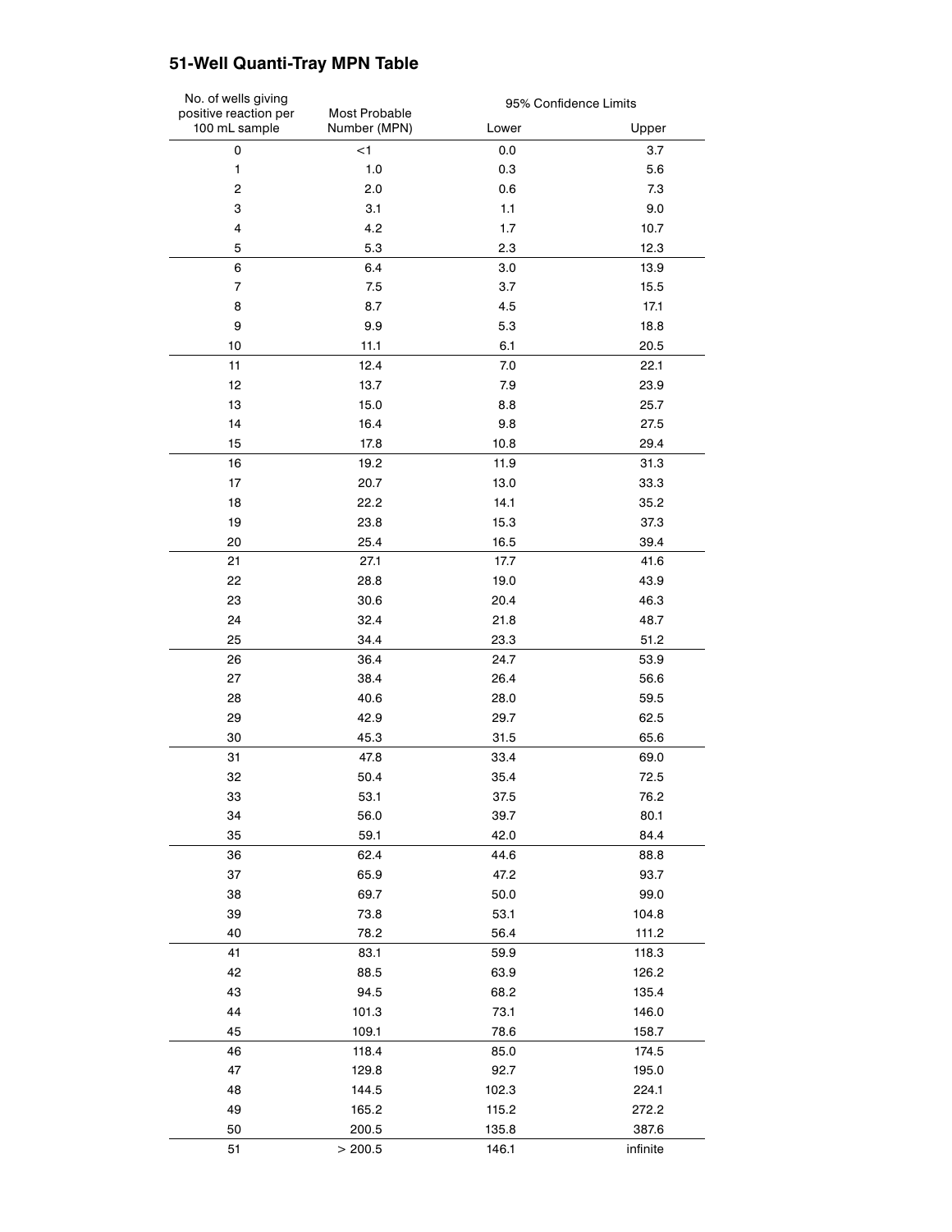## 51-Well Quanti-Tray MPN Table

| No. of wells giving positive reaction per 100 mL sample | Most Probable Number (MPN) | 95% Confidence Limits | |
|---|---|---|---|
| | | Lower | Upper |
| 0 | <1 | 0.0 | 3.7 |
| 1 | 1.0 | 0.3 | 5.6 |
| 2 | 2.0 | 0.6 | 7.3 |
| 3 | 3.1 | 1.1 | 9.0 |
| 4 | 4.2 | 1.7 | 10.7 |
| 5 | 5.3 | 2.3 | 12.3 |
| 6 | 6.4 | 3.0 | 13.9 |
| 7 | 7.5 | 3.7 | 15.5 |
| 8 | 8.7 | 4.5 | 17.1 |
| 9 | 9.9 | 5.3 | 18.8 |
| 10 | 11.1 | 6.1 | 20.5 |
| 11 | 12.4 | 7.0 | 22.1 |
| 12 | 13.7 | 7.9 | 23.9 |
| 13 | 15.0 | 8.8 | 25.7 |
| 14 | 16.4 | 9.8 | 27.5 |
| 15 | 17.8 | 10.8 | 29.4 |
| 16 | 19.2 | 11.9 | 31.3 |
| 17 | 20.7 | 13.0 | 33.3 |
| 18 | 22.2 | 14.1 | 35.2 |
| 19 | 23.8 | 15.3 | 37.3 |
| 20 | 25.4 | 16.5 | 39.4 |
| 21 | 27.1 | 17.7 | 41.6 |
| 22 | 28.8 | 19.0 | 43.9 |
| 23 | 30.6 | 20.4 | 46.3 |
| 24 | 32.4 | 21.8 | 48.7 |
| 25 | 34.4 | 23.3 | 51.2 |
| 26 | 36.4 | 24.7 | 53.9 |
| 27 | 38.4 | 26.4 | 56.6 |
| 28 | 40.6 | 28.0 | 59.5 |
| 29 | 42.9 | 29.7 | 62.5 |
| 30 | 45.3 | 31.5 | 65.6 |
| 31 | 47.8 | 33.4 | 69.0 |
| 32 | 50.4 | 35.4 | 72.5 |
| 33 | 53.1 | 37.5 | 76.2 |
| 34 | 56.0 | 39.7 | 80.1 |
| 35 | 59.1 | 42.0 | 84.4 |
| 36 | 62.4 | 44.6 | 88.8 |
| 37 | 65.9 | 47.2 | 93.7 |
| 38 | 69.7 | 50.0 | 99.0 |
| 39 | 73.8 | 53.1 | 104.8 |
| 40 | 78.2 | 56.4 | 111.2 |
| 41 | 83.1 | 59.9 | 118.3 |
| 42 | 88.5 | 63.9 | 126.2 |
| 43 | 94.5 | 68.2 | 135.4 |
| 44 | 101.3 | 73.1 | 146.0 |
| 45 | 109.1 | 78.6 | 158.7 |
| 46 | 118.4 | 85.0 | 174.5 |
| 47 | 129.8 | 92.7 | 195.0 |
| 48 | 144.5 | 102.3 | 224.1 |
| 49 | 165.2 | 115.2 | 272.2 |
| 50 | 200.5 | 135.8 | 387.6 |
| 51 | > 200.5 | 146.1 | infinite |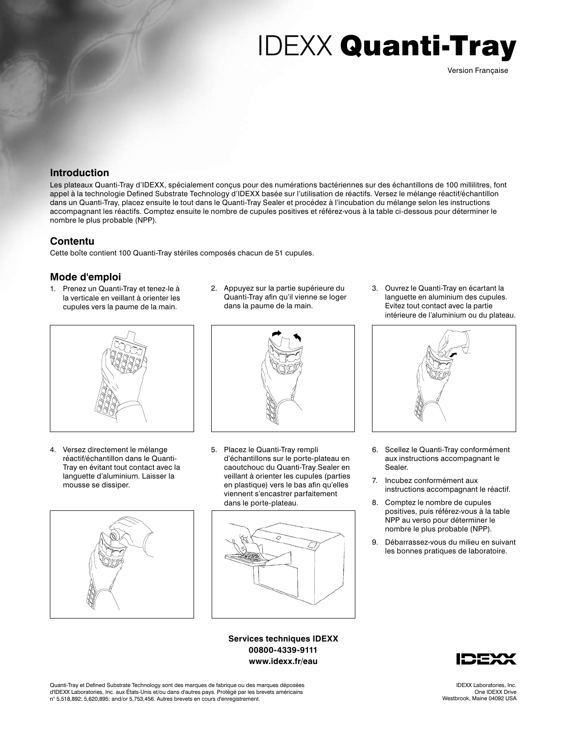# IDEXX **Quanti-Tray**

Version Française

## Introduction

Les plateaux Quanti-Tray d'IDEXX, spécialement conçus pour des numérations bactériennes sur des échantillons de 100 millilitres, font appel à la technologie Defined Substrate Technology d'IDEXX basée sur l'utilisation de réactifs. Versez le mélange réactif/échantillon dans un Quanti-Tray, placez ensuite le tout dans le Quanti-Tray Sealer et procédez à l'incubation du mélange selon les instructions accompagnant les réactifs. Comptez ensuite le nombre de cupules positives et référez-vous à la table ci-dessous pour déterminer le nombre le plus probable (NPP).

## Contenu

Cette boîte contient 100 Quanti-Tray stériles composés chacun de 51 cupules.

## Mode d'emploi

1. Prenez un Quanti-Tray et tenez-le à la verticale en veillant à orienter les cupules vers la paume de la main.
2. Appuyez sur la partie supérieure du Quanti-Tray afin qu'il vienne se loger dans la paume de la main.
3. Ouvrez le Quanti-Tray en écartant la languette en aluminium des cupules. Evitez tout contact avec la partie intérieure de l'aluminium ou du plateau.
4. Versez directement le mélange réactif/échantillon dans le Quanti-Tray en évitant tout contact avec la languette d'aluminium. Laisser la mousse se dissiper.
5. Placez le Quanti-Tray rempli d'échantillons sur le porte-plateau en caoutchouc du Quanti-Tray Sealer en veillant à orienter les cupules (parties en plastique) vers le bas afin qu'elles viennent s'encastrer parfaitement dans le porte-plateau.
6. Scellez le Quanti-Tray conformément aux instructions accompagnant le Sealer.
7. Incubez conformément aux instructions accompagnant le réactif.
8. Comptez le nombre de cupules positives, puis référez-vous à la table NPP au verso pour déterminer le nombre le plus probable (NPP).
9. Débarrassez-vous du milieu en suivant les bonnes pratiques de laboratoire.

**Services techniques IDEXX**
**00800-4339-9111**
**www.idexx.fr/eau**

Quanti-Tray et Defined Substrate Technology sont des marques de fabrique ou des marques déposées d'IDEXX Laboratories, Inc. aux États-Unis et/ou dans d'autres pays. Protégé par les brevets américains n° 5,518,892; 5,620,895; and/or 5,753,456. Autres brevets en cours d'enregistrement.

IDEXX Laboratories, Inc.
One IDEXX Drive
Westbrook, Maine 04092 USA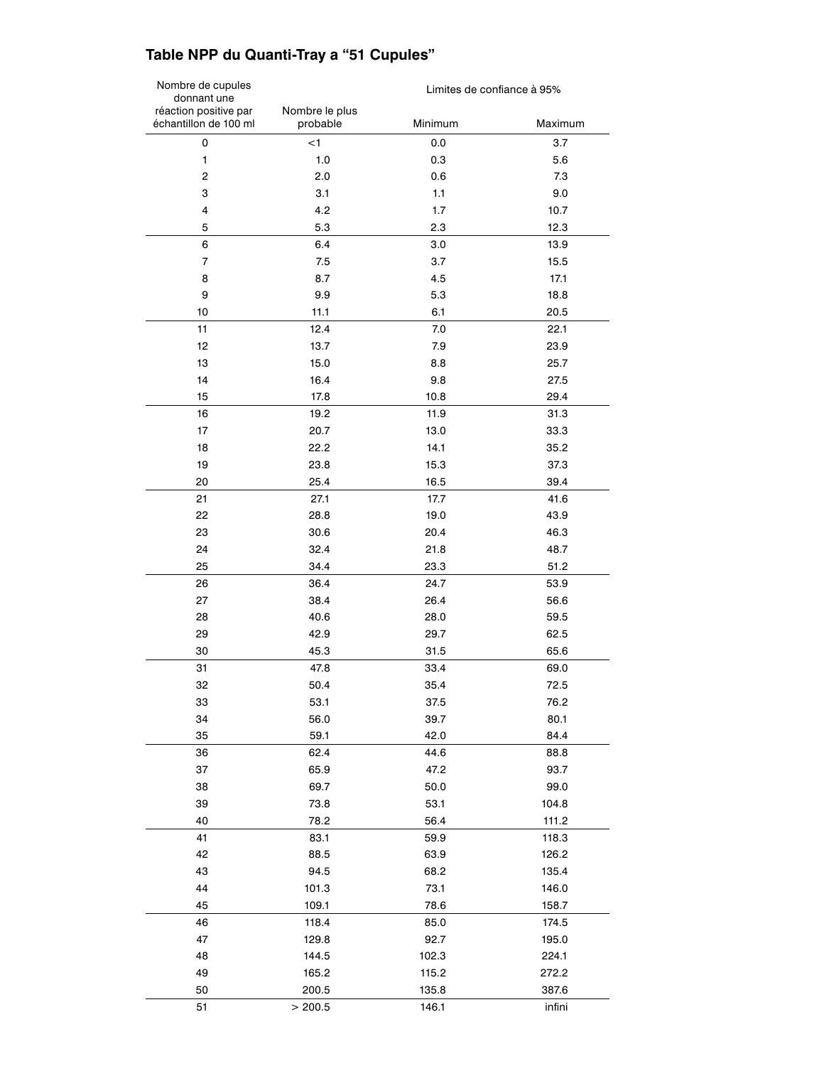## Table NPP du Quanti-Tray a “51 Cupules”

| Nombre de cupules donnant une réaction positive par échantillon de 100 ml | Nombre le plus probable | Limites de confiance à 95% | |
|---|---|---|---|
| | | Minimum | Maximum |
| 0 | <1 | 0.0 | 3.7 |
| 1 | 1.0 | 0.3 | 5.6 |
| 2 | 2.0 | 0.6 | 7.3 |
| 3 | 3.1 | 1.1 | 9.0 |
| 4 | 4.2 | 1.7 | 10.7 |
| 5 | 5.3 | 2.3 | 12.3 |
| 6 | 6.4 | 3.0 | 13.9 |
| 7 | 7.5 | 3.7 | 15.5 |
| 8 | 8.7 | 4.5 | 17.1 |
| 9 | 9.9 | 5.3 | 18.8 |
| 10 | 11.1 | 6.1 | 20.5 |
| 11 | 12.4 | 7.0 | 22.1 |
| 12 | 13.7 | 7.9 | 23.9 |
| 13 | 15.0 | 8.8 | 25.7 |
| 14 | 16.4 | 9.8 | 27.5 |
| 15 | 17.8 | 10.8 | 29.4 |
| 16 | 19.2 | 11.9 | 31.3 |
| 17 | 20.7 | 13.0 | 33.3 |
| 18 | 22.2 | 14.1 | 35.2 |
| 19 | 23.8 | 15.3 | 37.3 |
| 20 | 25.4 | 16.5 | 39.4 |
| 21 | 27.1 | 17.7 | 41.6 |
| 22 | 28.8 | 19.0 | 43.9 |
| 23 | 30.6 | 20.4 | 46.3 |
| 24 | 32.4 | 21.8 | 48.7 |
| 25 | 34.4 | 23.3 | 51.2 |
| 26 | 36.4 | 24.7 | 53.9 |
| 27 | 38.4 | 26.4 | 56.6 |
| 28 | 40.6 | 28.0 | 59.5 |
| 29 | 42.9 | 29.7 | 62.5 |
| 30 | 45.3 | 31.5 | 65.6 |
| 31 | 47.8 | 33.4 | 69.0 |
| 32 | 50.4 | 35.4 | 72.5 |
| 33 | 53.1 | 37.5 | 76.2 |
| 34 | 56.0 | 39.7 | 80.1 |
| 35 | 59.1 | 42.0 | 84.4 |
| 36 | 62.4 | 44.6 | 88.8 |
| 37 | 65.9 | 47.2 | 93.7 |
| 38 | 69.7 | 50.0 | 99.0 |
| 39 | 73.8 | 53.1 | 104.8 |
| 40 | 78.2 | 56.4 | 111.2 |
| 41 | 83.1 | 59.9 | 118.3 |
| 42 | 88.5 | 63.9 | 126.2 |
| 43 | 94.5 | 68.2 | 135.4 |
| 44 | 101.3 | 73.1 | 146.0 |
| 45 | 109.1 | 78.6 | 158.7 |
| 46 | 118.4 | 85.0 | 174.5 |
| 47 | 129.8 | 92.7 | 195.0 |
| 48 | 144.5 | 102.3 | 224.1 |
| 49 | 165.2 | 115.2 | 272.2 |
| 50 | 200.5 | 135.8 | 387.6 |
| 51 | > 200.5 | 146.1 | infini |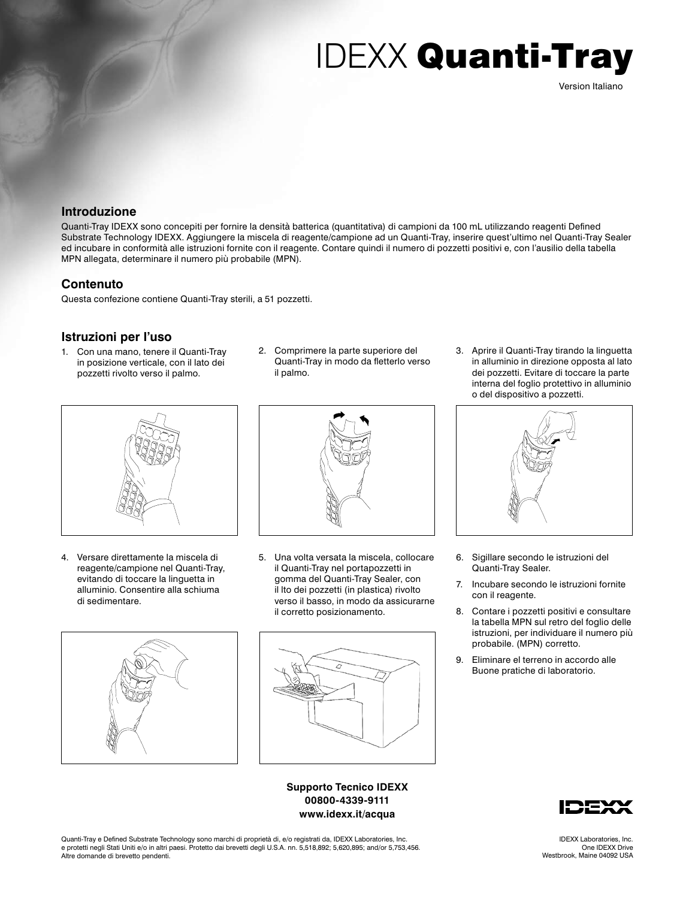# IDEXX **Quanti-Tray**

Version Italiano

## Introduzione

Quanti-Tray IDEXX sono concepiti per fornire la densità batterica (quantitativa) di campioni da 100 mL utilizzando reagenti Defined Substrate Technology IDEXX. Aggiungere la miscela di reagente/campione ad un Quanti-Tray, inserire quest'ultimo nel Quanti-Tray Sealer ed incubare in conformità alle istruzioni fornite con il reagente. Contare quindi il numero di pozzetti positivi e, con l'ausilio della tabella MPN allegata, determinare il numero più probabile (MPN).

## Contenuto

Questa confezione contiene Quanti-Tray sterili, a 51 pozzetti.

## Istruzioni per l'uso

1. Con una mano, tenere il Quanti-Tray in posizione verticale, con il lato dei pozzetti rivolto verso il palmo.
2. Comprimere la parte superiore del Quanti-Tray in modo da fletterlo verso il palmo.
3. Aprire il Quanti-Tray tirando la linguetta in alluminio in direzione opposta al lato dei pozzetti. Evitare di toccare la parte interna del foglio protettivo in alluminio o del dispositivo a pozzetti.
4. Versare direttamente la miscela di reagente/campione nel Quanti-Tray, evitando di toccare la linguetta in alluminio. Consentire alla schiuma di sedimentare.
5. Una volta versata la miscela, collocare il Quanti-Tray nel portapozzetti in gomma del Quanti-Tray Sealer, con il lto dei pozzetti (in plastica) rivolto verso il basso, in modo da assicurarne il corretto posizionamento.
6. Sigillare secondo le istruzioni del Quanti-Tray Sealer.
7. Incubare secondo le istruzioni fornite con il reagente.
8. Contare i pozzetti positivi e consultare la tabella MPN sul retro del foglio delle istruzioni, per individuare il numero più probabile. (MPN) corretto.
9. Eliminare el terreno in accordo alle Buone pratiche di laboratorio.

**Supporto Tecnico IDEXX**
**00800-4339-9111**
**www.idexx.it/acqua**

Quanti-Tray e Defined Substrate Technology sono marchi di proprietà di, e/o registrati da, IDEXX Laboratories, Inc. e protetti negli Stati Uniti e/o in altri paesi. Protetto dai brevetti degli U.S.A. nn. 5,518,892; 5,620,895; and/or 5,753,456. Altre domande di brevetto pendenti.

IDEXX Laboratories, Inc.
One IDEXX Drive
Westbrook, Maine 04092 USA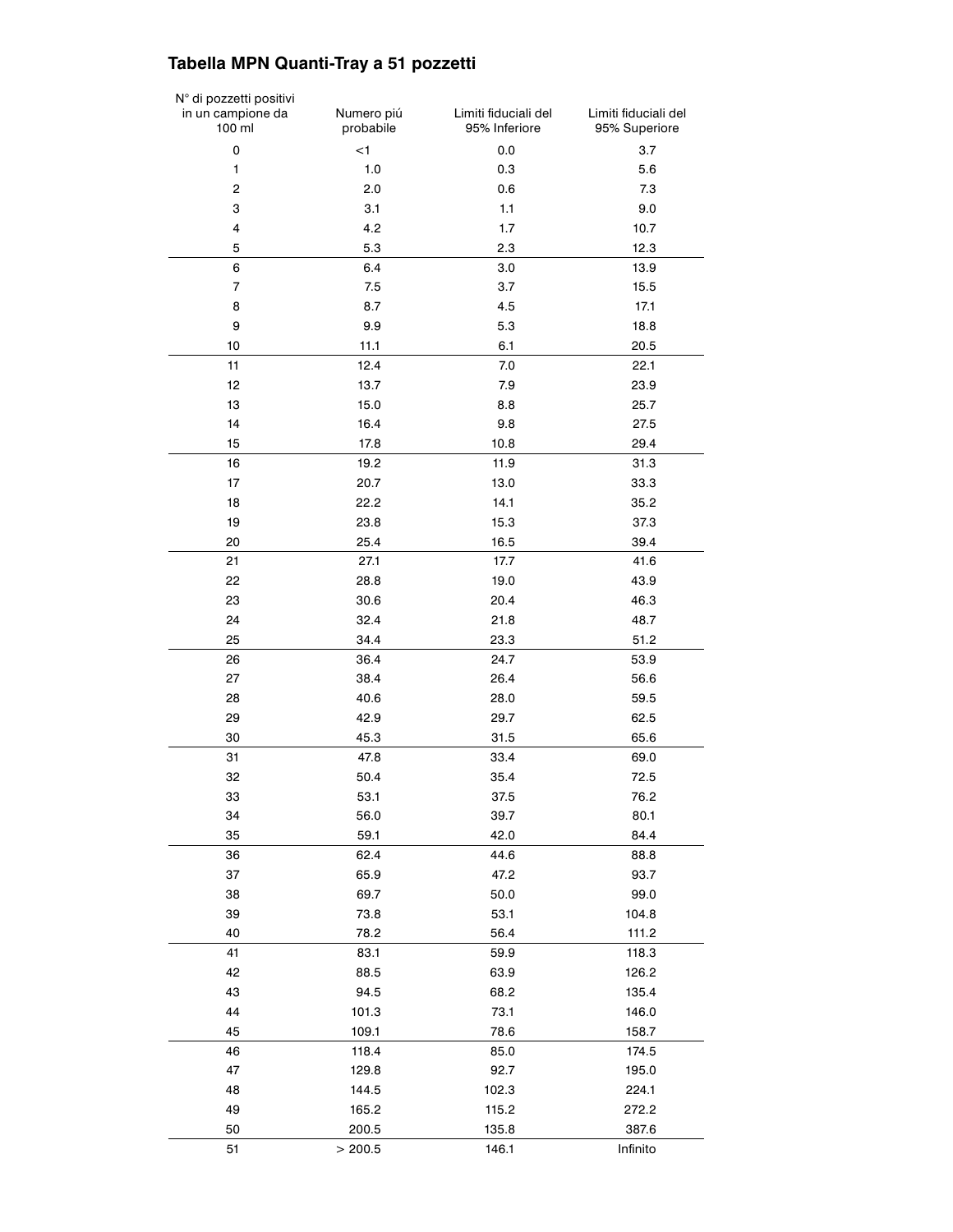## Tabella MPN Quanti-Tray a 51 pozzetti

| N° di pozzetti positivi in un campione da 100 ml | Numero più probabile | Limiti fiduciali del 95% Inferiore | Limiti fiduciali del 95% Superiore |
|---|---|---|---|
| 0 | <1 | 0.0 | 3.7 |
| 1 | 1.0 | 0.3 | 5.6 |
| 2 | 2.0 | 0.6 | 7.3 |
| 3 | 3.1 | 1.1 | 9.0 |
| 4 | 4.2 | 1.7 | 10.7 |
| 5 | 5.3 | 2.3 | 12.3 |
| 6 | 6.4 | 3.0 | 13.9 |
| 7 | 7.5 | 3.7 | 15.5 |
| 8 | 8.7 | 4.5 | 17.1 |
| 9 | 9.9 | 5.3 | 18.8 |
| 10 | 11.1 | 6.1 | 20.5 |
| 11 | 12.4 | 7.0 | 22.1 |
| 12 | 13.7 | 7.9 | 23.9 |
| 13 | 15.0 | 8.8 | 25.7 |
| 14 | 16.4 | 9.8 | 27.5 |
| 15 | 17.8 | 10.8 | 29.4 |
| 16 | 19.2 | 11.9 | 31.3 |
| 17 | 20.7 | 13.0 | 33.3 |
| 18 | 22.2 | 14.1 | 35.2 |
| 19 | 23.8 | 15.3 | 37.3 |
| 20 | 25.4 | 16.5 | 39.4 |
| 21 | 27.1 | 17.7 | 41.6 |
| 22 | 28.8 | 19.0 | 43.9 |
| 23 | 30.6 | 20.4 | 46.3 |
| 24 | 32.4 | 21.8 | 48.7 |
| 25 | 34.4 | 23.3 | 51.2 |
| 26 | 36.4 | 24.7 | 53.9 |
| 27 | 38.4 | 26.4 | 56.6 |
| 28 | 40.6 | 28.0 | 59.5 |
| 29 | 42.9 | 29.7 | 62.5 |
| 30 | 45.3 | 31.5 | 65.6 |
| 31 | 47.8 | 33.4 | 69.0 |
| 32 | 50.4 | 35.4 | 72.5 |
| 33 | 53.1 | 37.5 | 76.2 |
| 34 | 56.0 | 39.7 | 80.1 |
| 35 | 59.1 | 42.0 | 84.4 |
| 36 | 62.4 | 44.6 | 88.8 |
| 37 | 65.9 | 47.2 | 93.7 |
| 38 | 69.7 | 50.0 | 99.0 |
| 39 | 73.8 | 53.1 | 104.8 |
| 40 | 78.2 | 56.4 | 111.2 |
| 41 | 83.1 | 59.9 | 118.3 |
| 42 | 88.5 | 63.9 | 126.2 |
| 43 | 94.5 | 68.2 | 135.4 |
| 44 | 101.3 | 73.1 | 146.0 |
| 45 | 109.1 | 78.6 | 158.7 |
| 46 | 118.4 | 85.0 | 174.5 |
| 47 | 129.8 | 92.7 | 195.0 |
| 48 | 144.5 | 102.3 | 224.1 |
| 49 | 165.2 | 115.2 | 272.2 |
| 50 | 200.5 | 135.8 | 387.6 |
| 51 | > 200.5 | 146.1 | Infinito |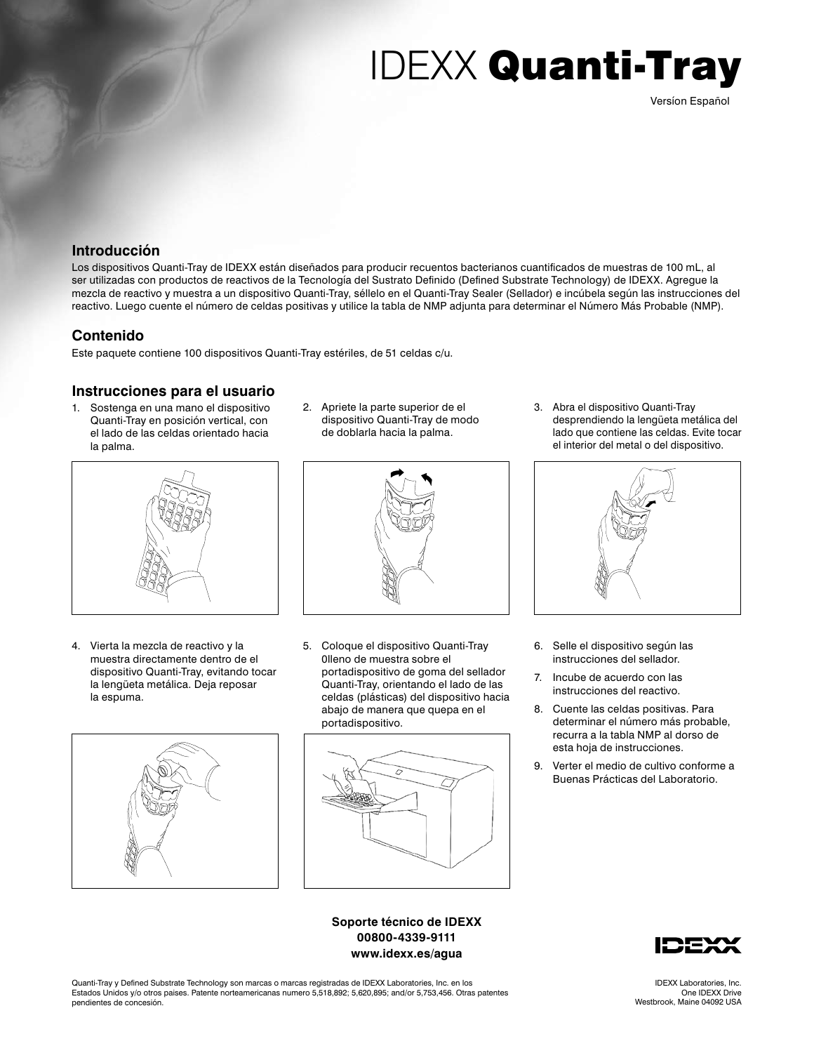# IDEXX **Quanti-Tray**

Versíon Español

## Introducción

Los dispositivos Quanti-Tray de IDEXX están diseñados para producir recuentos bacterianos cuantificados de muestras de 100 mL, al ser utilizadas con productos de reactivos de la Tecnología del Sustrato Definido (Defined Substrate Technology) de IDEXX. Agregue la mezcla de reactivo y muestra a un dispositivo Quanti-Tray, séllelo en el Quanti-Tray Sealer (Sellador) e incúbela según las instrucciones del reactivo. Luego cuente el número de celdas positivas y utilice la tabla de NMP adjunta para determinar el Número Más Probable (NMP).

## Contenido

Este paquete contiene 100 dispositivos Quanti-Tray estériles, de 51 celdas c/u.

## Instrucciones para el usuario

1. Sostenga en una mano el dispositivo Quanti-Tray en posición vertical, con el lado de las celdas orientado hacia la palma.
2. Apriete la parte superior de el dispositivo Quanti-Tray de modo de doblarla hacia la palma.
3. Abra el dispositivo Quanti-Tray desprendiendo la lengüeta metálica del lado que contiene las celdas. Evite tocar el interior del metal o del dispositivo.
4. Vierta la mezcla de reactivo y la muestra directamente dentro de el dispositivo Quanti-Tray, evitando tocar la lengüeta metálica. Deja reposar la espuma.
5. Coloque el dispositivo Quanti-Tray 0lleno de muestra sobre el portadispositivo de goma del sellador Quanti-Tray, orientando el lado de las celdas (plásticas) del dispositivo hacia abajo de manera que quepa en el portadispositivo.
6. Selle el dispositivo según las instrucciones del sellador.
7. Incube de acuerdo con las instrucciones del reactivo.
8. Cuente las celdas positivas. Para determinar el número más probable, recurra a la tabla NMP al dorso de esta hoja de instrucciones.
9. Verter el medio de cultivo conforme a Buenas Prácticas del Laboratorio.

**Soporte técnico de IDEXX**
**00800-4339-9111**
**www.idexx.es/agua**

Quanti-Tray y Defined Substrate Technology son marcas o marcas registradas de IDEXX Laboratories, Inc. en los Estados Unidos y/o otros países. Patente norteamericanas numero 5,518,892; 5,620,895; and/or 5,753,456. Otras patentes pendientes de concesión.

IDEXX Laboratories, Inc.
One IDEXX Drive
Westbrook, Maine 04092 USA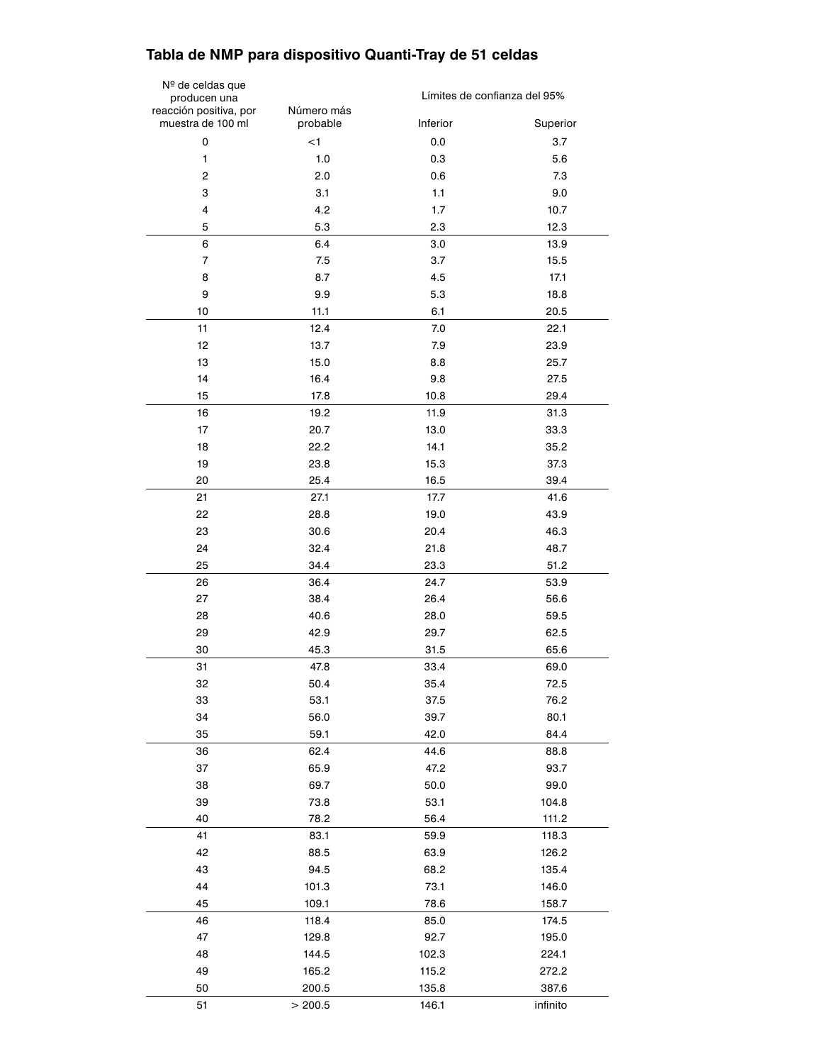## Tabla de NMP para dispositivo Quanti-Tray de 51 celdas

| Nº de celdas que producen una reacción positiva, por muestra de 100 ml | Número más probable | Límites de confianza del 95% | |
|---|---|---|---|
| | | Inferior | Superior |
| 0 | <1 | 0.0 | 3.7 |
| 1 | 1.0 | 0.3 | 5.6 |
| 2 | 2.0 | 0.6 | 7.3 |
| 3 | 3.1 | 1.1 | 9.0 |
| 4 | 4.2 | 1.7 | 10.7 |
| 5 | 5.3 | 2.3 | 12.3 |
| 6 | 6.4 | 3.0 | 13.9 |
| 7 | 7.5 | 3.7 | 15.5 |
| 8 | 8.7 | 4.5 | 17.1 |
| 9 | 9.9 | 5.3 | 18.8 |
| 10 | 11.1 | 6.1 | 20.5 |
| 11 | 12.4 | 7.0 | 22.1 |
| 12 | 13.7 | 7.9 | 23.9 |
| 13 | 15.0 | 8.8 | 25.7 |
| 14 | 16.4 | 9.8 | 27.5 |
| 15 | 17.8 | 10.8 | 29.4 |
| 16 | 19.2 | 11.9 | 31.3 |
| 17 | 20.7 | 13.0 | 33.3 |
| 18 | 22.2 | 14.1 | 35.2 |
| 19 | 23.8 | 15.3 | 37.3 |
| 20 | 25.4 | 16.5 | 39.4 |
| 21 | 27.1 | 17.7 | 41.6 |
| 22 | 28.8 | 19.0 | 43.9 |
| 23 | 30.6 | 20.4 | 46.3 |
| 24 | 32.4 | 21.8 | 48.7 |
| 25 | 34.4 | 23.3 | 51.2 |
| 26 | 36.4 | 24.7 | 53.9 |
| 27 | 38.4 | 26.4 | 56.6 |
| 28 | 40.6 | 28.0 | 59.5 |
| 29 | 42.9 | 29.7 | 62.5 |
| 30 | 45.3 | 31.5 | 65.6 |
| 31 | 47.8 | 33.4 | 69.0 |
| 32 | 50.4 | 35.4 | 72.5 |
| 33 | 53.1 | 37.5 | 76.2 |
| 34 | 56.0 | 39.7 | 80.1 |
| 35 | 59.1 | 42.0 | 84.4 |
| 36 | 62.4 | 44.6 | 88.8 |
| 37 | 65.9 | 47.2 | 93.7 |
| 38 | 69.7 | 50.0 | 99.0 |
| 39 | 73.8 | 53.1 | 104.8 |
| 40 | 78.2 | 56.4 | 111.2 |
| 41 | 83.1 | 59.9 | 118.3 |
| 42 | 88.5 | 63.9 | 126.2 |
| 43 | 94.5 | 68.2 | 135.4 |
| 44 | 101.3 | 73.1 | 146.0 |
| 45 | 109.1 | 78.6 | 158.7 |
| 46 | 118.4 | 85.0 | 174.5 |
| 47 | 129.8 | 92.7 | 195.0 |
| 48 | 144.5 | 102.3 | 224.1 |
| 49 | 165.2 | 115.2 | 272.2 |
| 50 | 200.5 | 135.8 | 387.6 |
| 51 | > 200.5 | 146.1 | infinito |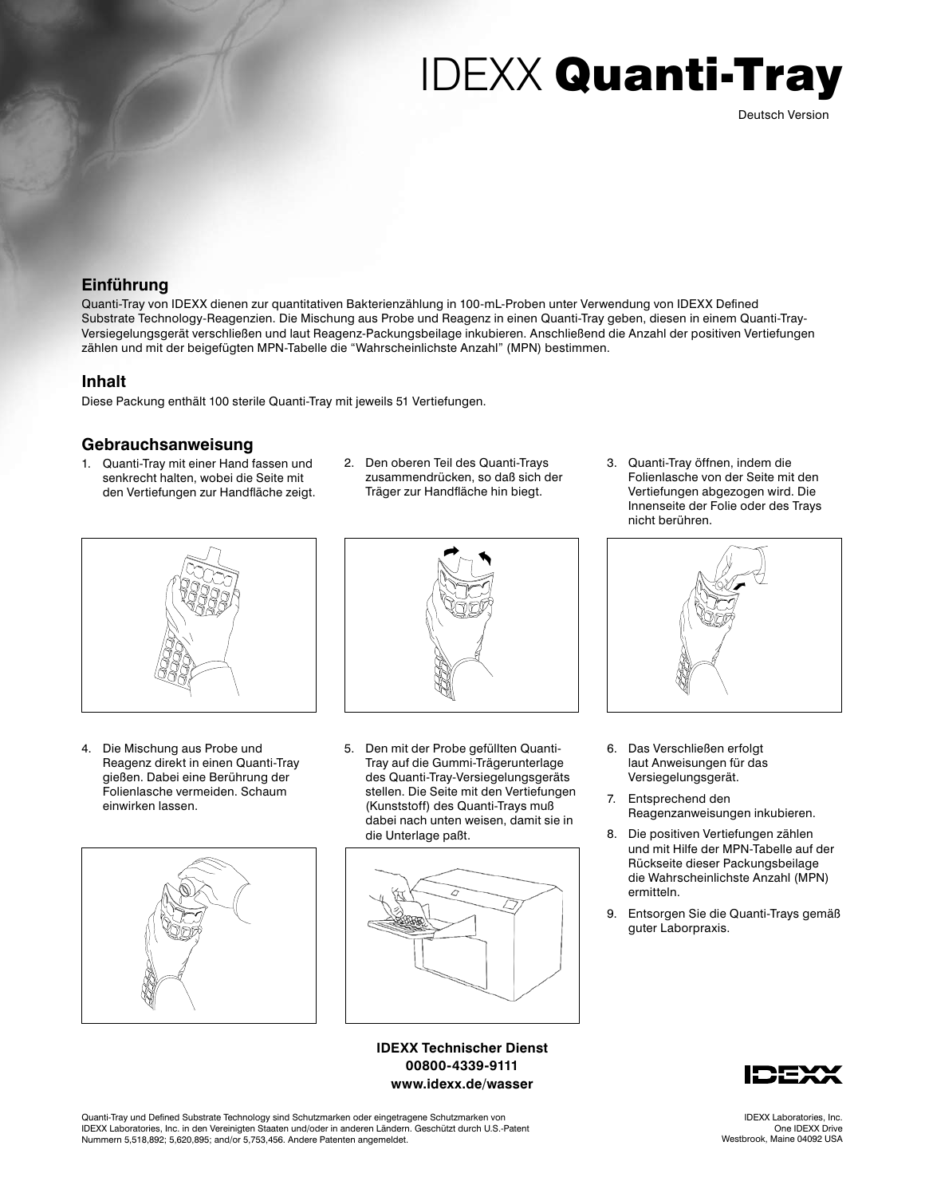# IDEXX **Quanti-Tray**

Deutsch Version

## Einführung

Quanti-Tray von IDEXX dienen zur quantitativen Bakterienzählung in 100-mL-Proben unter Verwendung von IDEXX Defined Substrate Technology-Reagenzien. Die Mischung aus Probe und Reagenz in einen Quanti-Tray geben, diesen in einem Quanti-Tray-Versiegelungsgerät verschließen und laut Reagenz-Packungsbeilage inkubieren. Anschließend die Anzahl der positiven Vertiefungen zählen und mit der beigefügten MPN-Tabelle die "Wahrscheinlichste Anzahl" (MPN) bestimmen.

## Inhalt

Diese Packung enthält 100 sterile Quanti-Tray mit jeweils 51 Vertiefungen.

## Gebrauchsanweisung

1. Quanti-Tray mit einer Hand fassen und senkrecht halten, wobei die Seite mit den Vertiefungen zur Handfläche zeigt.
2. Den oberen Teil des Quanti-Trays zusammendrücken, so daß sich der Träger zur Handfläche hin biegt.
3. Quanti-Tray öffnen, indem die Folienlasche von der Seite mit den Vertiefungen abgezogen wird. Die Innenseite der Folie oder des Trays nicht berühren.
4. Die Mischung aus Probe und Reagenz direkt in einen Quanti-Tray gießen. Dabei eine Berührung der Folienlasche vermeiden. Schaum einwirken lassen.
5. Den mit der Probe gefüllten Quanti-Tray auf die Gummi-Trägerunterlage des Quanti-Tray-Versiegelungsgeräts stellen. Die Seite mit den Vertiefungen (Kunststoff) des Quanti-Trays muß dabei nach unten weisen, damit sie in die Unterlage paßt.
6. Das Verschließen erfolgt laut Anweisungen für das Versiegelungsgerät.
7. Entsprechend den Reagenzanweisungen inkubieren.
8. Die positiven Vertiefungen zählen und mit Hilfe der MPN-Tabelle auf der Rückseite dieser Packungsbeilage die Wahrscheinlichste Anzahl (MPN) ermitteln.
9. Entsorgen Sie die Quanti-Trays gemäß guter Laborpraxis.

**IDEXX Technischer Dienst**
**00800-4339-9111**
**www.idexx.de/wasser**

Quanti-Tray und Defined Substrate Technology sind Schutzmarken oder eingetragene Schutzmarken von IDEXX Laboratories, Inc. in den Vereinigten Staaten und/oder in anderen Ländern. Geschützt durch U.S.-Patent Nummern 5,518,892; 5,620,895; and/or 5,753,456. Andere Patenten angemeldet.

IDEXX Laboratories, Inc.
One IDEXX Drive
Westbrook, Maine 04092 USA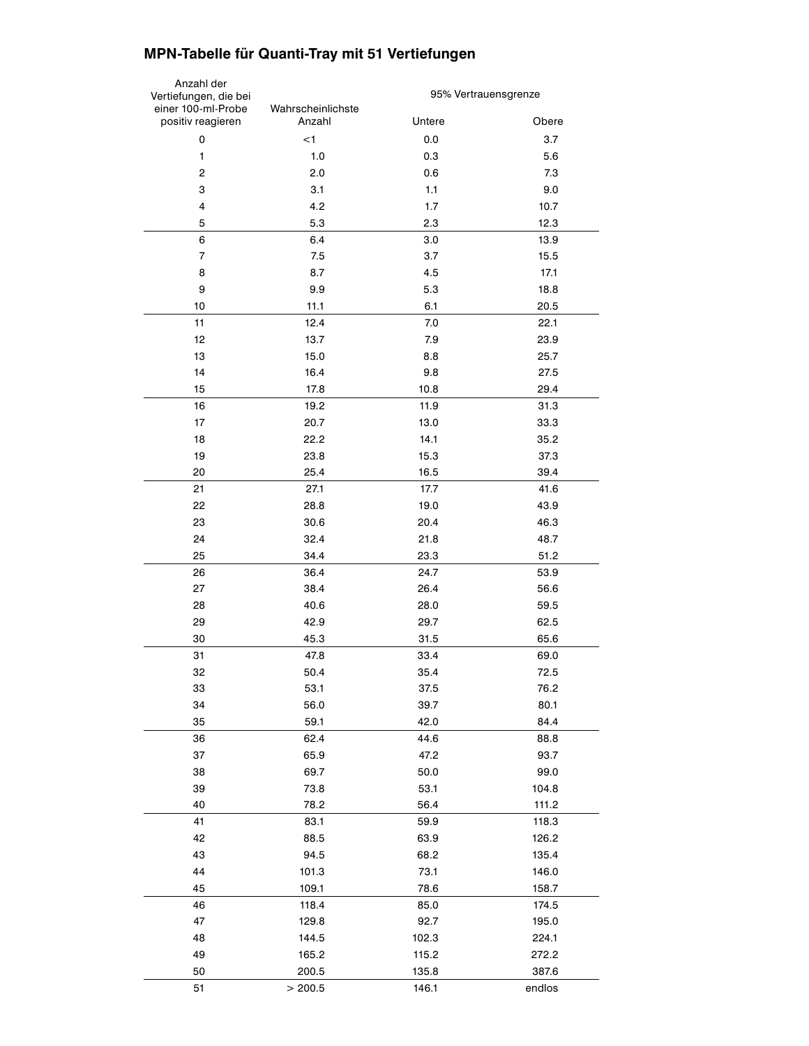## MPN-Tabelle für Quanti-Tray mit 51 Vertiefungen

| Anzahl der Vertiefungen, die bei einer 100-ml-Probe positiv reagieren | Wahrscheinlichste Anzahl | 95% Vertrauensgrenze | |
|---|---|---|---|
| | | Untere | Obere |
| 0 | <1 | 0.0 | 3.7 |
| 1 | 1.0 | 0.3 | 5.6 |
| 2 | 2.0 | 0.6 | 7.3 |
| 3 | 3.1 | 1.1 | 9.0 |
| 4 | 4.2 | 1.7 | 10.7 |
| 5 | 5.3 | 2.3 | 12.3 |
| 6 | 6.4 | 3.0 | 13.9 |
| 7 | 7.5 | 3.7 | 15.5 |
| 8 | 8.7 | 4.5 | 17.1 |
| 9 | 9.9 | 5.3 | 18.8 |
| 10 | 11.1 | 6.1 | 20.5 |
| 11 | 12.4 | 7.0 | 22.1 |
| 12 | 13.7 | 7.9 | 23.9 |
| 13 | 15.0 | 8.8 | 25.7 |
| 14 | 16.4 | 9.8 | 27.5 |
| 15 | 17.8 | 10.8 | 29.4 |
| 16 | 19.2 | 11.9 | 31.3 |
| 17 | 20.7 | 13.0 | 33.3 |
| 18 | 22.2 | 14.1 | 35.2 |
| 19 | 23.8 | 15.3 | 37.3 |
| 20 | 25.4 | 16.5 | 39.4 |
| 21 | 27.1 | 17.7 | 41.6 |
| 22 | 28.8 | 19.0 | 43.9 |
| 23 | 30.6 | 20.4 | 46.3 |
| 24 | 32.4 | 21.8 | 48.7 |
| 25 | 34.4 | 23.3 | 51.2 |
| 26 | 36.4 | 24.7 | 53.9 |
| 27 | 38.4 | 26.4 | 56.6 |
| 28 | 40.6 | 28.0 | 59.5 |
| 29 | 42.9 | 29.7 | 62.5 |
| 30 | 45.3 | 31.5 | 65.6 |
| 31 | 47.8 | 33.4 | 69.0 |
| 32 | 50.4 | 35.4 | 72.5 |
| 33 | 53.1 | 37.5 | 76.2 |
| 34 | 56.0 | 39.7 | 80.1 |
| 35 | 59.1 | 42.0 | 84.4 |
| 36 | 62.4 | 44.6 | 88.8 |
| 37 | 65.9 | 47.2 | 93.7 |
| 38 | 69.7 | 50.0 | 99.0 |
| 39 | 73.8 | 53.1 | 104.8 |
| 40 | 78.2 | 56.4 | 111.2 |
| 41 | 83.1 | 59.9 | 118.3 |
| 42 | 88.5 | 63.9 | 126.2 |
| 43 | 94.5 | 68.2 | 135.4 |
| 44 | 101.3 | 73.1 | 146.0 |
| 45 | 109.1 | 78.6 | 158.7 |
| 46 | 118.4 | 85.0 | 174.5 |
| 47 | 129.8 | 92.7 | 195.0 |
| 48 | 144.5 | 102.3 | 224.1 |
| 49 | 165.2 | 115.2 | 272.2 |
| 50 | 200.5 | 135.8 | 387.6 |
| 51 | > 200.5 | 146.1 | endlos |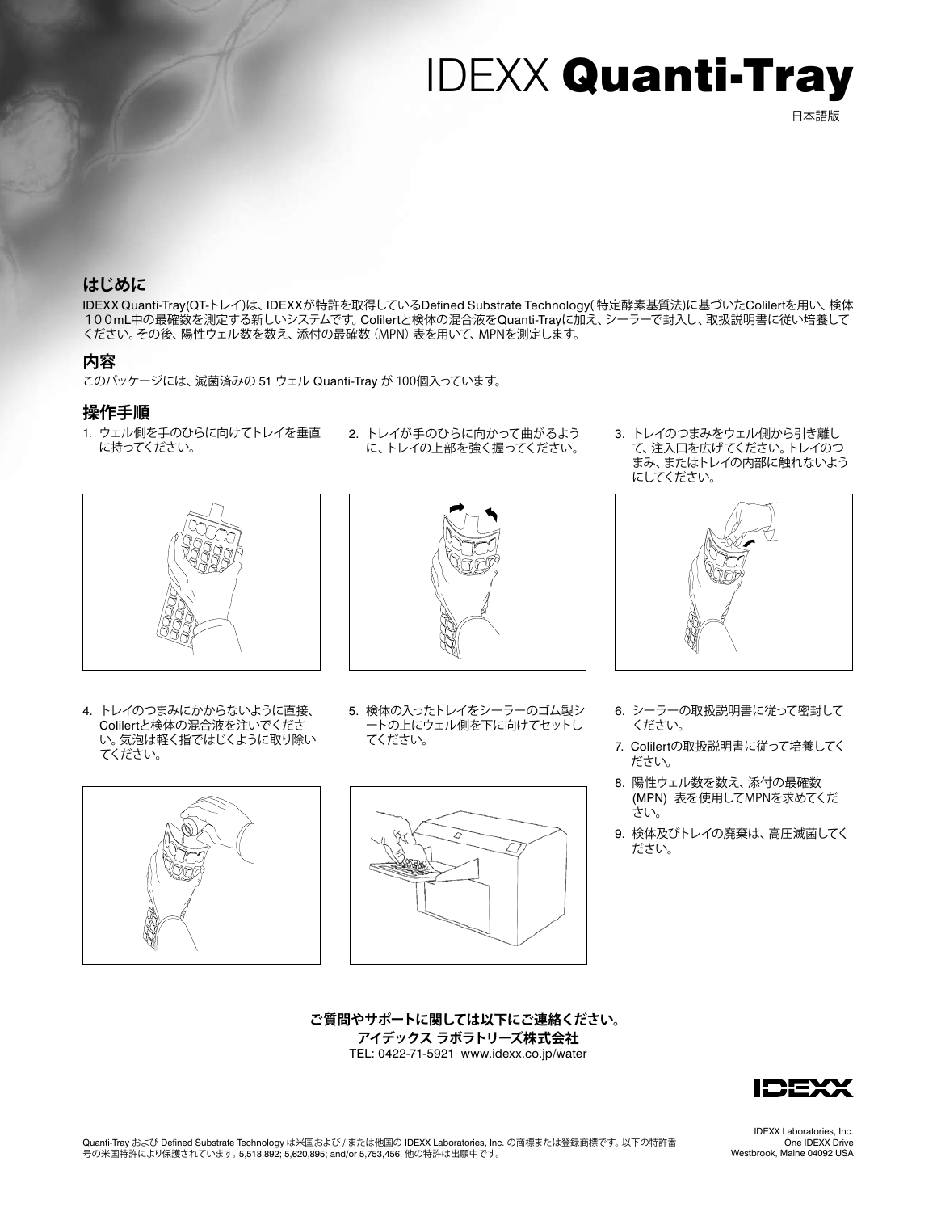# IDEXX **Quanti-Tray**

日本語版

## はじめに

IDEXX Quanti-Tray(QT-トレイ)は、IDEXXが特許を取得しているDefined Substrate Technology( 特定酵素基質法)に基づいたColilertを用い、検体１００mL中の最確数を測定する新しいシステムです。Colilertと検体の混合液をQuanti-Trayに加え、シーラーで封入し、取扱説明書に従い培養してください。その後、陽性ウェル数を数え、添付の最確数 (MPN) 表を用いて、MPNを測定します。

## 内容

このパッケージには、滅菌済みの 51 ウェル Quanti-Tray が 100個入っています。

## 操作手順

1. ウェル側を手のひらに向けてトレイを垂直に持ってください。
2. トレイが手のひらに向かって曲がるように、トレイの上部を強く握ってください。
3. トレイのつまみをウェル側から引き離して、注入口を広げてください。トレイのつまみ、またはトレイの内部に触れないようにしてください。
4. トレイのつまみにかからないように直接、Colilertと検体の混合液を注いでください。気泡は軽く指ではじくように取り除いてください。
5. 検体の入ったトレイをシーラーのゴム製シートの上にウェル側を下に向けてセットしてください。
6. シーラーの取扱説明書に従って密封してください。
7. Colilertの取扱説明書に従って培養してください。
8. 陽性ウェル数を数え、添付の最確数 (MPN) 表を使用してMPNを求めてください。
9. 検体及びトレイの廃棄は、高圧滅菌してください。

**ご質問やサポートに関しては以下にご連絡ください。**
**アイデックス ラボラトリーズ株式会社**
TEL: 0422-71-5921 www.idexx.co.jp/water

IDEXX

Quanti-Tray および Defined Substrate Technology は米国および / または他国の IDEXX Laboratories, Inc. の商標または登録商標です。以下の特許番号の米国特許により保護されています。5,518,892; 5,620,895; and/or 5,753,456. 他の特許は出願中です。

IDEXX Laboratories, Inc.
One IDEXX Drive
Westbrook, Maine 04092 USA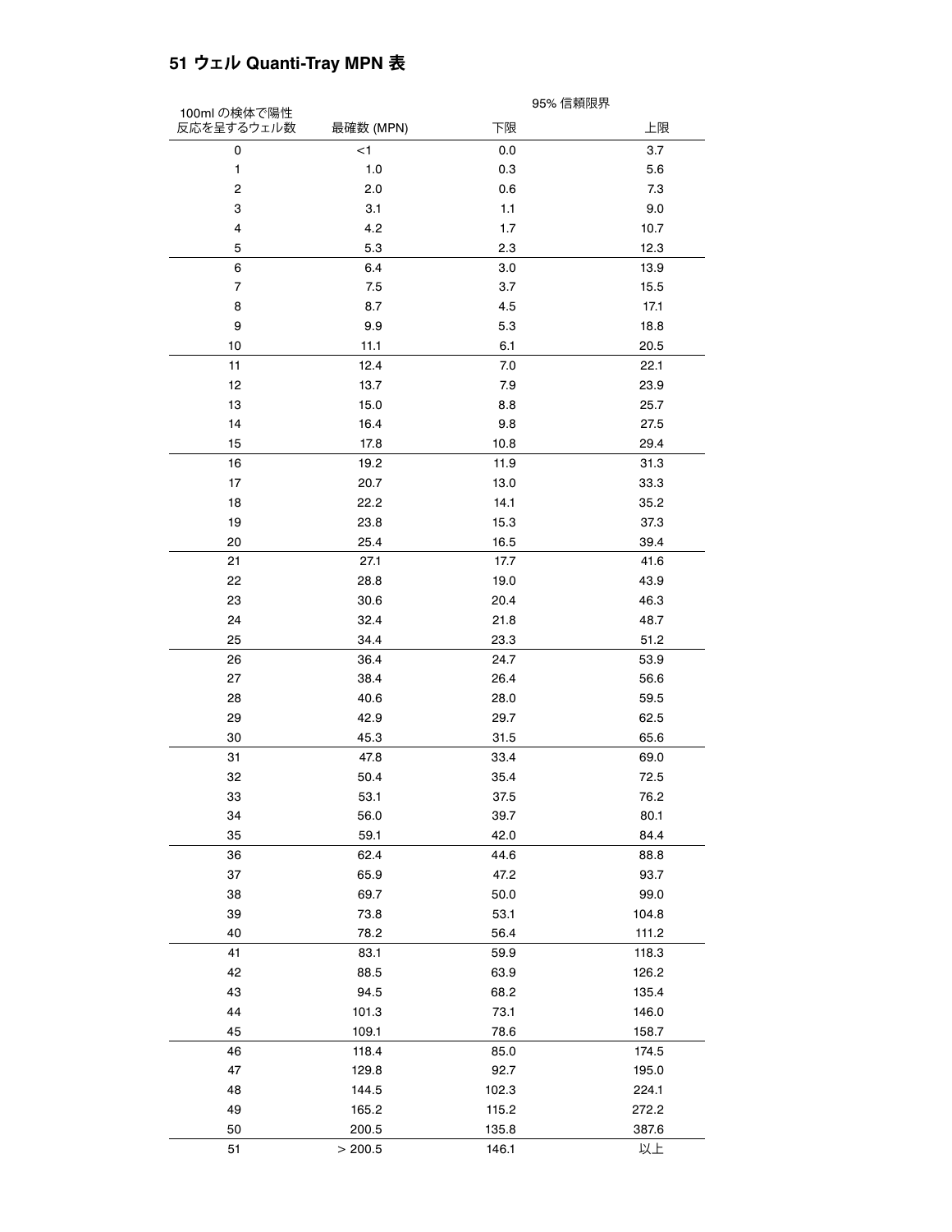## 51 ウェル Quanti-Tray MPN 表

| 100ml の検体で陽性反応を呈するウェル数 | 最確数 (MPN) | 95% 信頼限界 | |
|---|---|---|---|
| | | 下限 | 上限 |
| 0 | <1 | 0.0 | 3.7 |
| 1 | 1.0 | 0.3 | 5.6 |
| 2 | 2.0 | 0.6 | 7.3 |
| 3 | 3.1 | 1.1 | 9.0 |
| 4 | 4.2 | 1.7 | 10.7 |
| 5 | 5.3 | 2.3 | 12.3 |
| 6 | 6.4 | 3.0 | 13.9 |
| 7 | 7.5 | 3.7 | 15.5 |
| 8 | 8.7 | 4.5 | 17.1 |
| 9 | 9.9 | 5.3 | 18.8 |
| 10 | 11.1 | 6.1 | 20.5 |
| 11 | 12.4 | 7.0 | 22.1 |
| 12 | 13.7 | 7.9 | 23.9 |
| 13 | 15.0 | 8.8 | 25.7 |
| 14 | 16.4 | 9.8 | 27.5 |
| 15 | 17.8 | 10.8 | 29.4 |
| 16 | 19.2 | 11.9 | 31.3 |
| 17 | 20.7 | 13.0 | 33.3 |
| 18 | 22.2 | 14.1 | 35.2 |
| 19 | 23.8 | 15.3 | 37.3 |
| 20 | 25.4 | 16.5 | 39.4 |
| 21 | 27.1 | 17.7 | 41.6 |
| 22 | 28.8 | 19.0 | 43.9 |
| 23 | 30.6 | 20.4 | 46.3 |
| 24 | 32.4 | 21.8 | 48.7 |
| 25 | 34.4 | 23.3 | 51.2 |
| 26 | 36.4 | 24.7 | 53.9 |
| 27 | 38.4 | 26.4 | 56.6 |
| 28 | 40.6 | 28.0 | 59.5 |
| 29 | 42.9 | 29.7 | 62.5 |
| 30 | 45.3 | 31.5 | 65.6 |
| 31 | 47.8 | 33.4 | 69.0 |
| 32 | 50.4 | 35.4 | 72.5 |
| 33 | 53.1 | 37.5 | 76.2 |
| 34 | 56.0 | 39.7 | 80.1 |
| 35 | 59.1 | 42.0 | 84.4 |
| 36 | 62.4 | 44.6 | 88.8 |
| 37 | 65.9 | 47.2 | 93.7 |
| 38 | 69.7 | 50.0 | 99.0 |
| 39 | 73.8 | 53.1 | 104.8 |
| 40 | 78.2 | 56.4 | 111.2 |
| 41 | 83.1 | 59.9 | 118.3 |
| 42 | 88.5 | 63.9 | 126.2 |
| 43 | 94.5 | 68.2 | 135.4 |
| 44 | 101.3 | 73.1 | 146.0 |
| 45 | 109.1 | 78.6 | 158.7 |
| 46 | 118.4 | 85.0 | 174.5 |
| 47 | 129.8 | 92.7 | 195.0 |
| 48 | 144.5 | 102.3 | 224.1 |
| 49 | 165.2 | 115.2 | 272.2 |
| 50 | 200.5 | 135.8 | 387.6 |
| 51 | > 200.5 | 146.1 | 以上 |